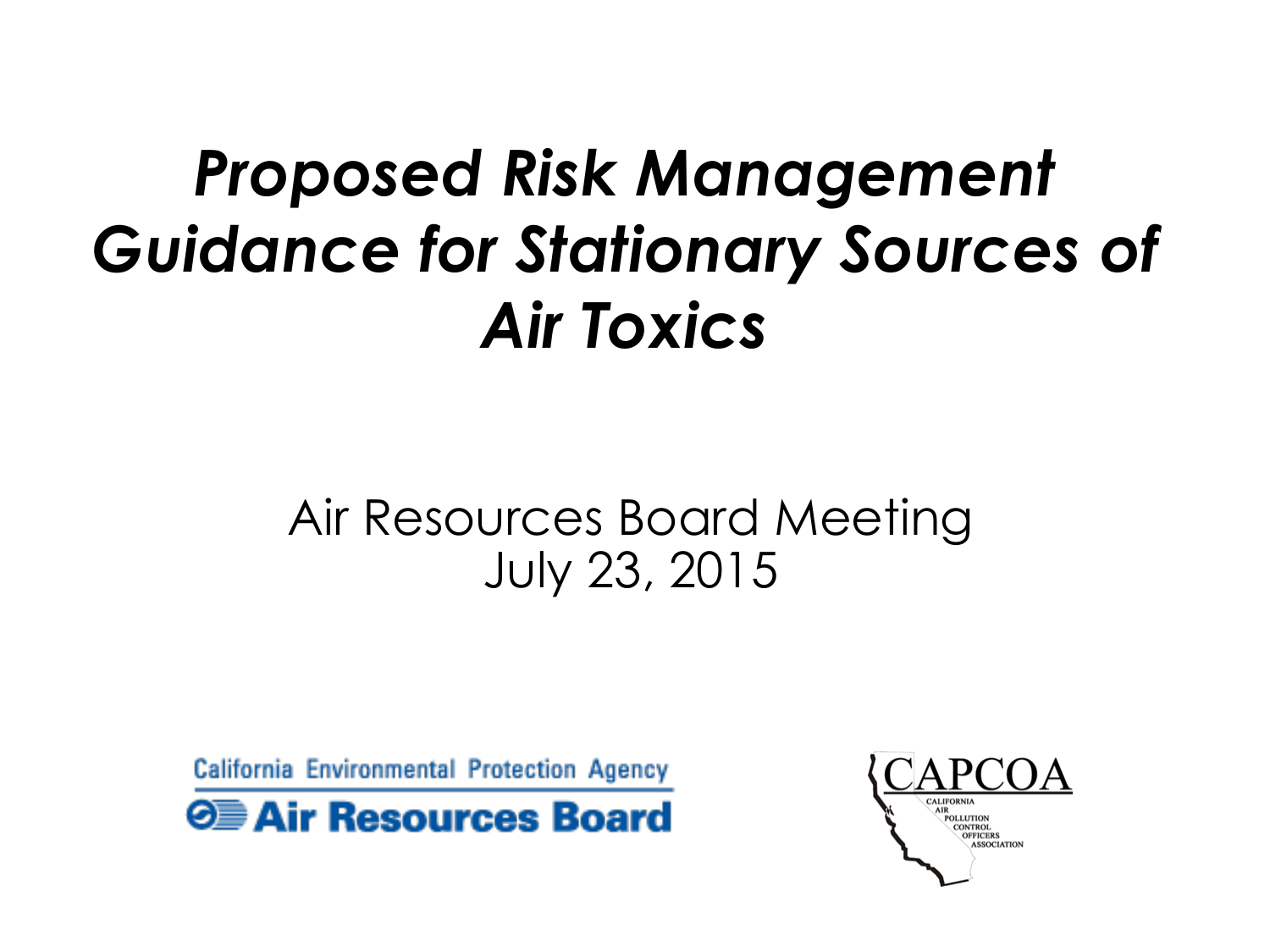# *Proposed Risk Management Guidance for Stationary Sources of Air Toxics*

Air Resources Board Meeting
July 23, 2015

California Environmental Protection Agency
Air Resources Board

CAPCOA
CALIFORNIA AIR POLLUTION CONTROL OFFICERS ASSOCIATION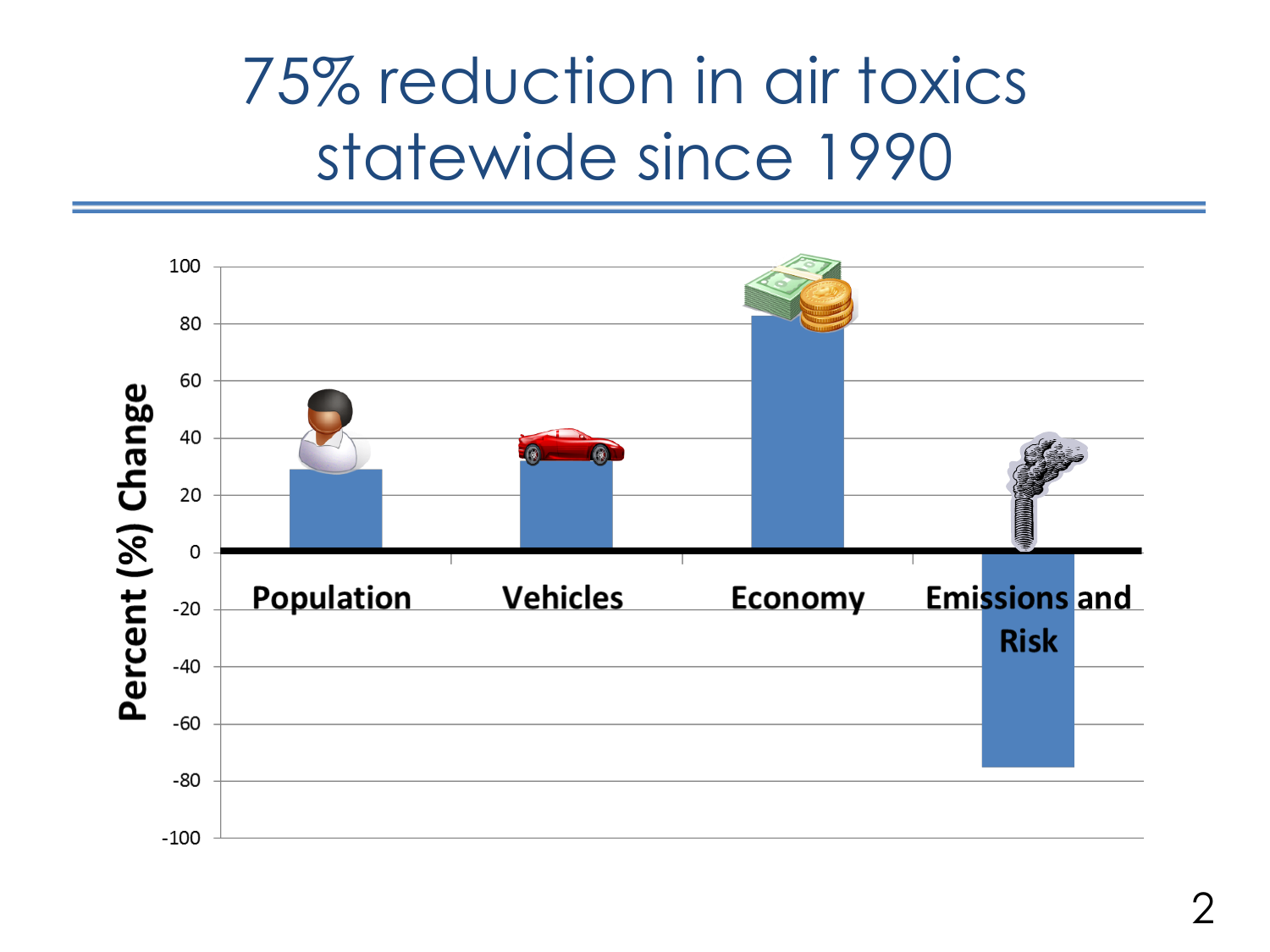# 75% reduction in air toxics statewide since 1990

| Category | Percent (%) Change |
|---|---|
| Population | ~29 |
| Vehicles | ~32 |
| Economy | ~83 |
| Emissions and Risk | ~-75 |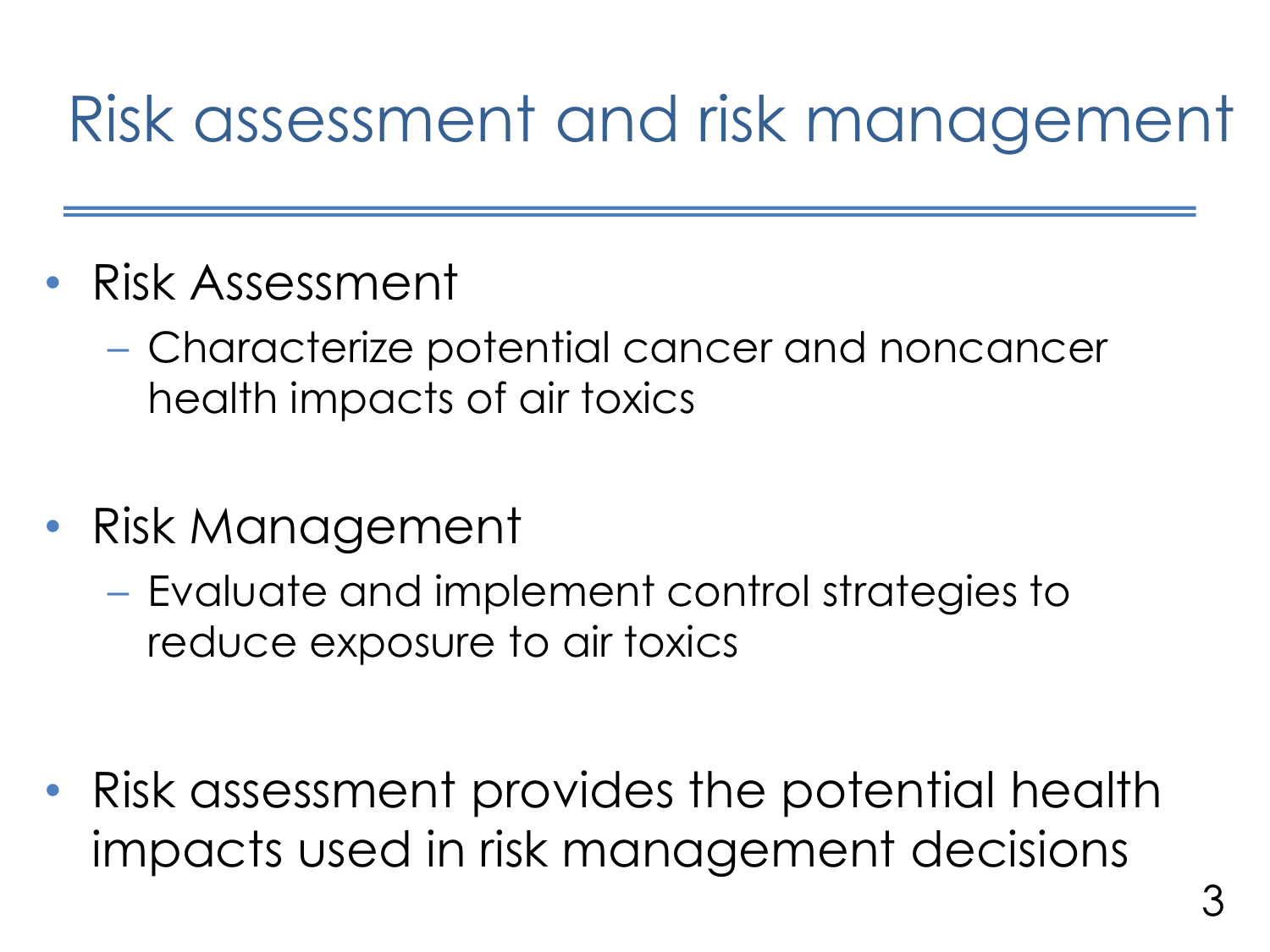# Risk assessment and risk management

- Risk Assessment
  - Characterize potential cancer and noncancer health impacts of air toxics
- Risk Management
  - Evaluate and implement control strategies to reduce exposure to air toxics
- Risk assessment provides the potential health impacts used in risk management decisions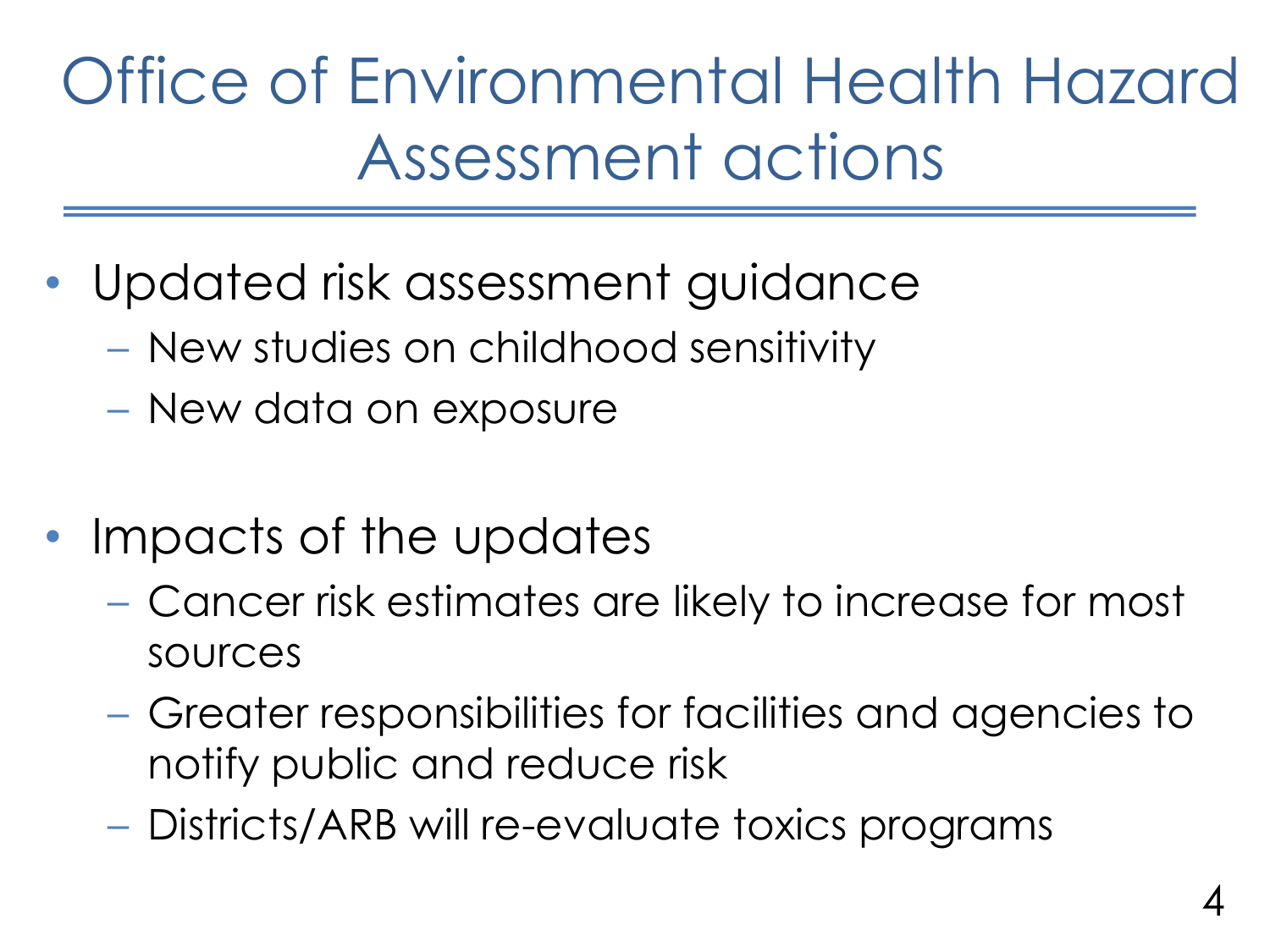# Office of Environmental Health Hazard Assessment actions

- Updated risk assessment guidance
  - New studies on childhood sensitivity
  - New data on exposure
- Impacts of the updates
  - Cancer risk estimates are likely to increase for most sources
  - Greater responsibilities for facilities and agencies to notify public and reduce risk
  - Districts/ARB will re-evaluate toxics programs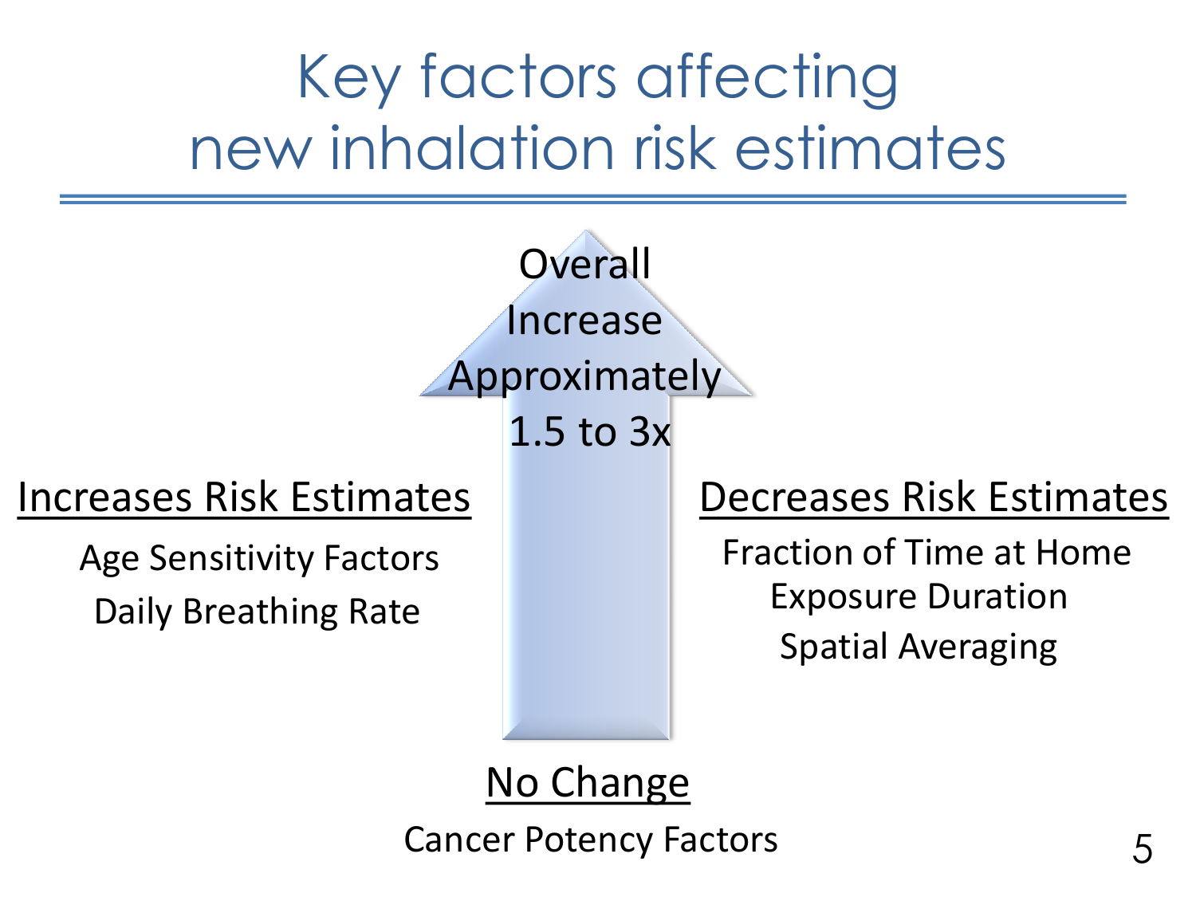# Key factors affecting new inhalation risk estimates

**Overall Increase Approximately 1.5 to 3x**

<u>Increases Risk Estimates</u>

- Age Sensitivity Factors
- Daily Breathing Rate

<u>Decreases Risk Estimates</u>

- Fraction of Time at Home
- Exposure Duration
- Spatial Averaging

<u>No Change</u>

- Cancer Potency Factors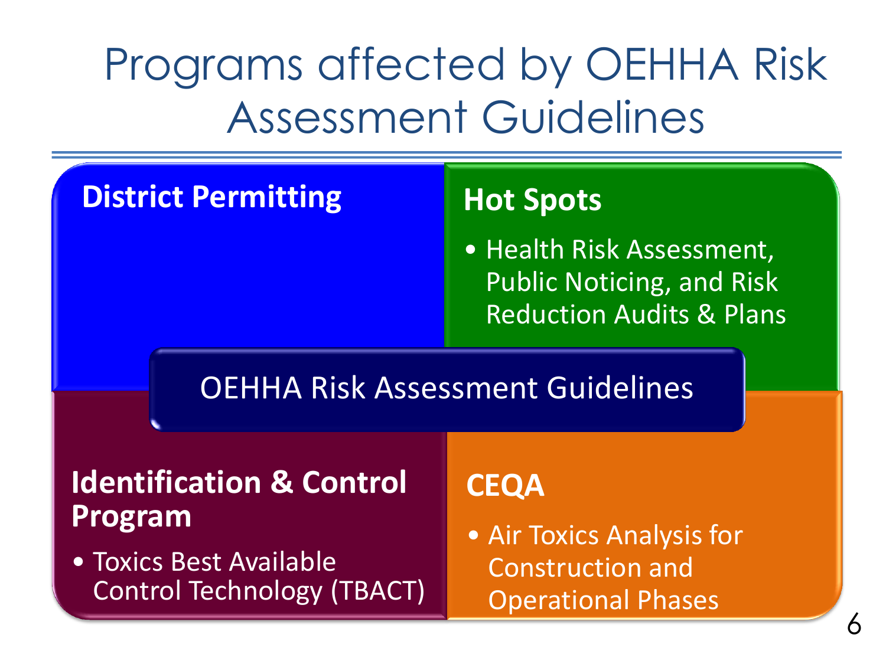# Programs affected by OEHHA Risk Assessment Guidelines

**OEHHA Risk Assessment Guidelines**

### District Permitting

### Hot Spots

- Health Risk Assessment, Public Noticing, and Risk Reduction Audits & Plans

### Identification & Control Program

- Toxics Best Available Control Technology (TBACT)

### CEQA

- Air Toxics Analysis for Construction and Operational Phases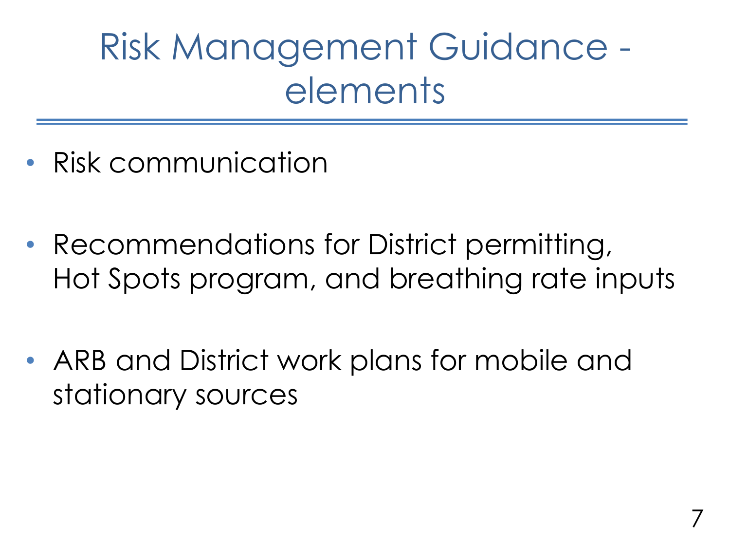# Risk Management Guidance - elements

- Risk communication
- Recommendations for District permitting, Hot Spots program, and breathing rate inputs
- ARB and District work plans for mobile and stationary sources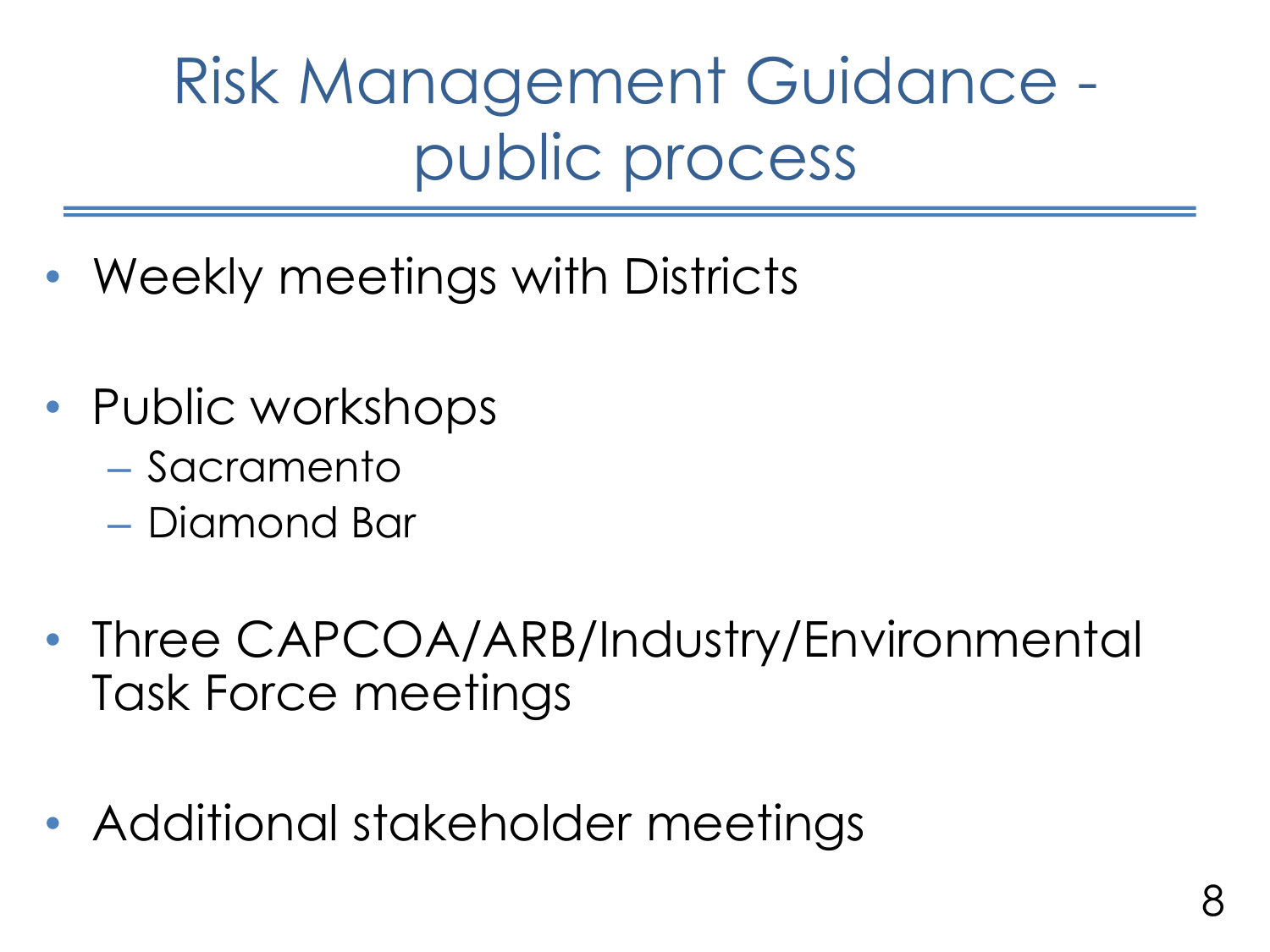# Risk Management Guidance - public process

- Weekly meetings with Districts
- Public workshops
  - Sacramento
  - Diamond Bar
- Three CAPCOA/ARB/Industry/Environmental Task Force meetings
- Additional stakeholder meetings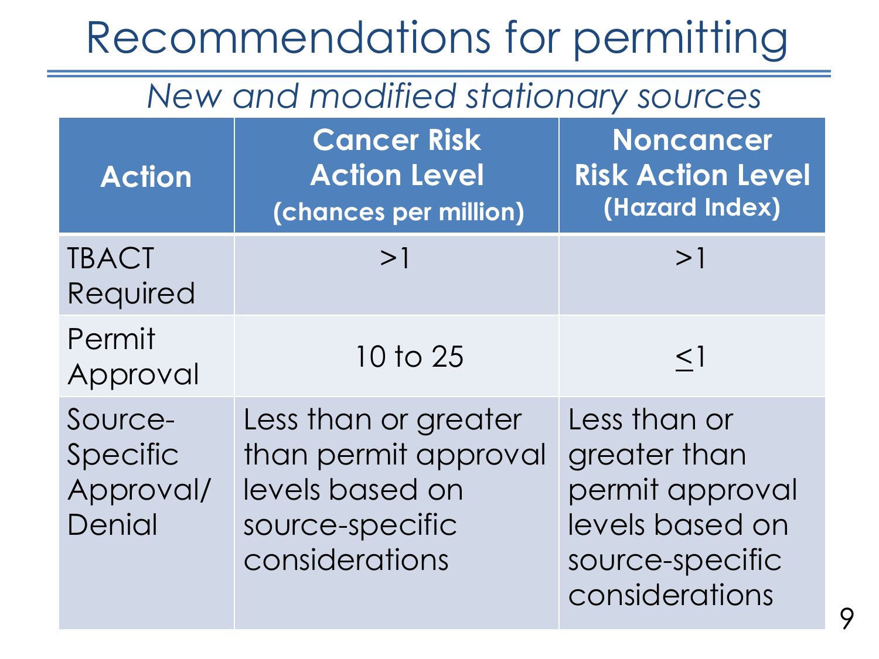# Recommendations for permitting

*New and modified stationary sources*

| Action | Cancer Risk Action Level (chances per million) | Noncancer Risk Action Level (Hazard Index) |
|---|---|---|
| TBACT Required | >1 | >1 |
| Permit Approval | 10 to 25 | $\leq$1 |
| Source-Specific Approval/ Denial | Less than or greater than permit approval levels based on source-specific considerations | Less than or greater than permit approval levels based on source-specific considerations |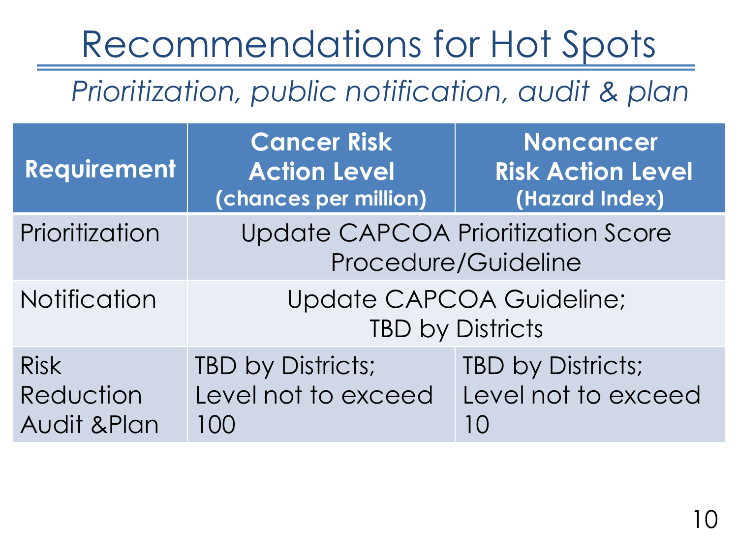# Recommendations for Hot Spots

*Prioritization, public notification, audit & plan*

| Requirement | Cancer Risk Action Level (chances per million) | Noncancer Risk Action Level (Hazard Index) |
|---|---|---|
| Prioritization | Update CAPCOA Prioritization Score Procedure/Guideline | |
| Notification | Update CAPCOA Guideline; TBD by Districts | |
| Risk Reduction Audit &Plan | TBD by Districts; Level not to exceed 100 | TBD by Districts; Level not to exceed 10 |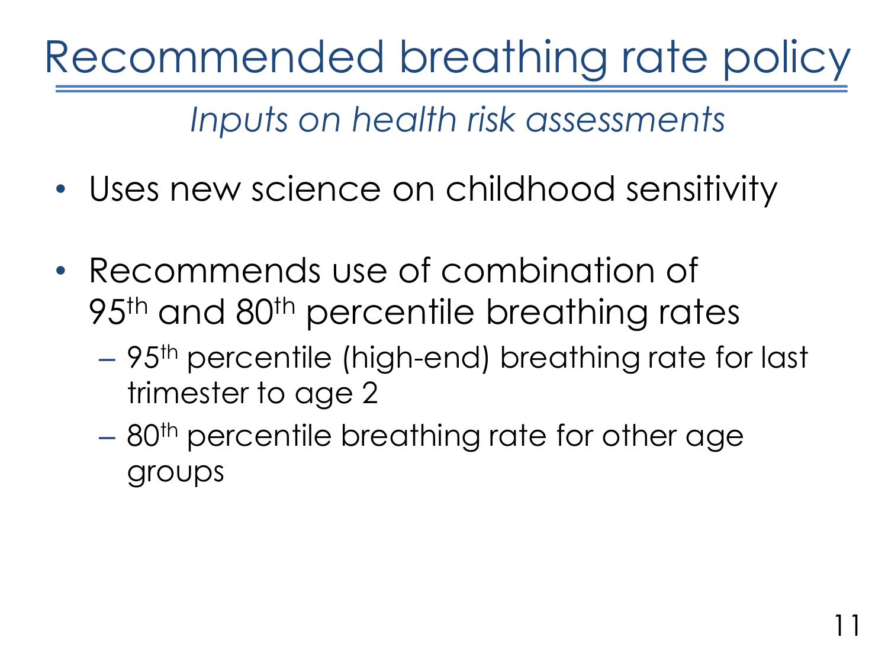# Recommended breathing rate policy

*Inputs on health risk assessments*

- Uses new science on childhood sensitivity
- Recommends use of combination of 95$^{th}$ and 80$^{th}$ percentile breathing rates
  - 95$^{th}$ percentile (high-end) breathing rate for last trimester to age 2
  - 80$^{th}$ percentile breathing rate for other age groups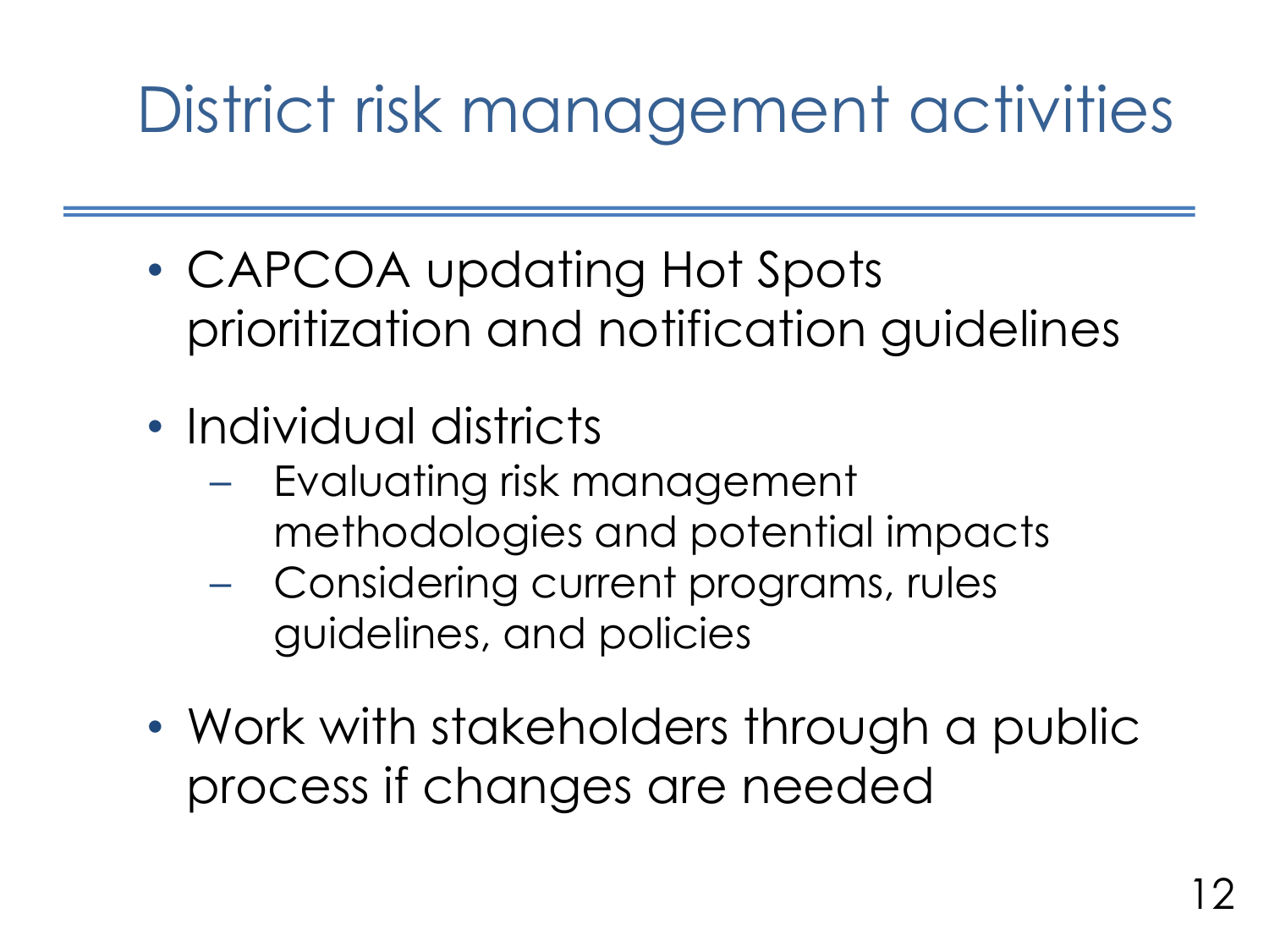# District risk management activities

- CAPCOA updating Hot Spots prioritization and notification guidelines
- Individual districts
  - Evaluating risk management methodologies and potential impacts
  - Considering current programs, rules guidelines, and policies
- Work with stakeholders through a public process if changes are needed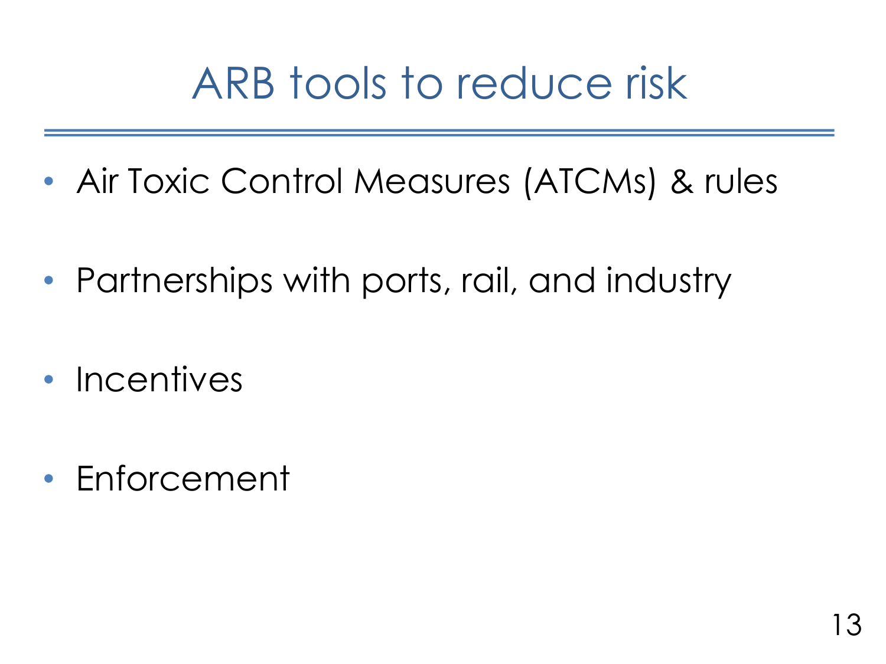# ARB tools to reduce risk

- Air Toxic Control Measures (ATCMs) & rules
- Partnerships with ports, rail, and industry
- Incentives
- Enforcement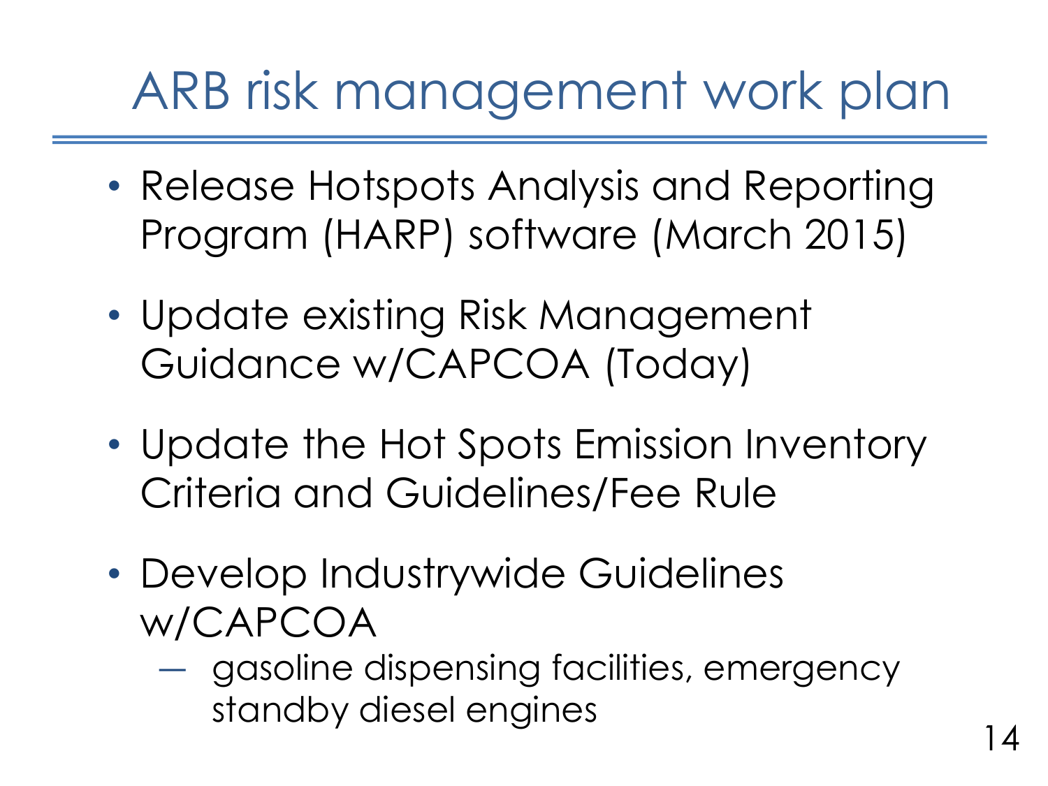# ARB risk management work plan

- Release Hotspots Analysis and Reporting Program (HARP) software (March 2015)
- Update existing Risk Management Guidance w/CAPCOA (Today)
- Update the Hot Spots Emission Inventory Criteria and Guidelines/Fee Rule
- Develop Industrywide Guidelines w/CAPCOA
  - gasoline dispensing facilities, emergency standby diesel engines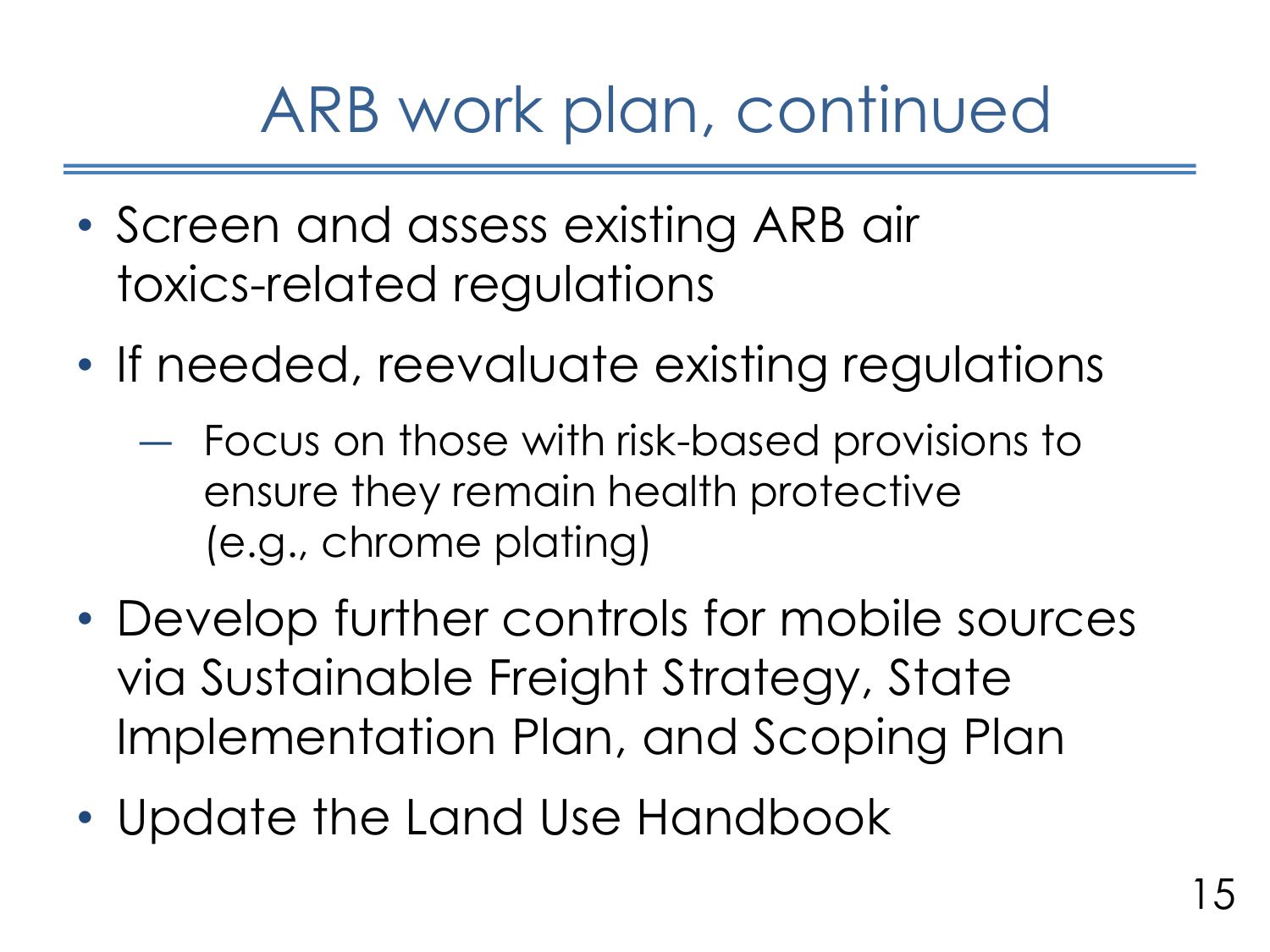# ARB work plan, continued

- Screen and assess existing ARB air toxics-related regulations
- If needed, reevaluate existing regulations
  - Focus on those with risk-based provisions to ensure they remain health protective (e.g., chrome plating)
- Develop further controls for mobile sources via Sustainable Freight Strategy, State Implementation Plan, and Scoping Plan
- Update the Land Use Handbook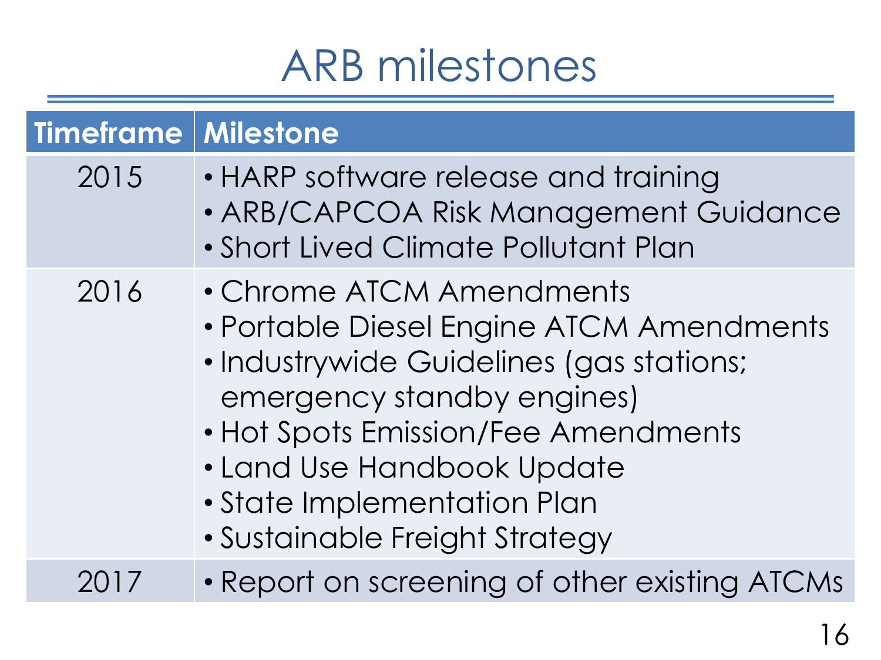# ARB milestones

| Timeframe | Milestone |
|---|---|
| 2015 | • HARP software release and training<br>• ARB/CAPCOA Risk Management Guidance<br>• Short Lived Climate Pollutant Plan |
| 2016 | • Chrome ATCM Amendments<br>• Portable Diesel Engine ATCM Amendments<br>• Industrywide Guidelines (gas stations; emergency standby engines)<br>• Hot Spots Emission/Fee Amendments<br>• Land Use Handbook Update<br>• State Implementation Plan<br>• Sustainable Freight Strategy |
| 2017 | • Report on screening of other existing ATCMs |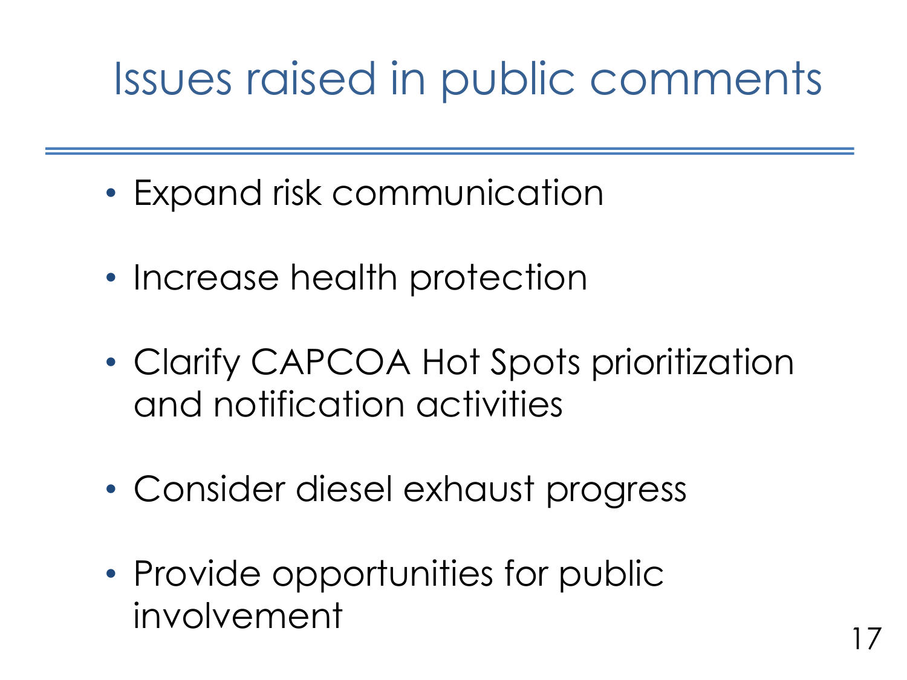# Issues raised in public comments

- Expand risk communication
- Increase health protection
- Clarify CAPCOA Hot Spots prioritization and notification activities
- Consider diesel exhaust progress
- Provide opportunities for public involvement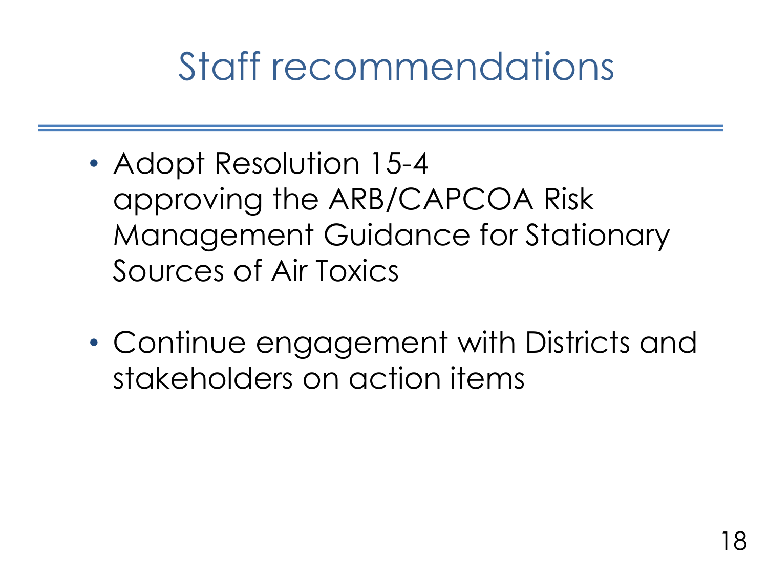# Staff recommendations

- Adopt Resolution 15-4 approving the ARB/CAPCOA Risk Management Guidance for Stationary Sources of Air Toxics

- Continue engagement with Districts and stakeholders on action items